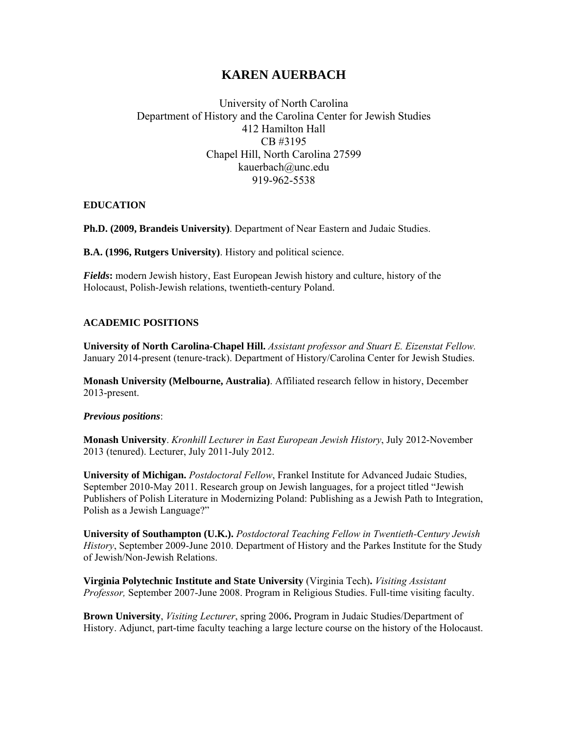# KAREN AUERBACH

University of North Carolina
Department of History and the Carolina Center for Jewish Studies
412 Hamilton Hall
CB #3195
Chapel Hill, North Carolina 27599
kauerbach@unc.edu
919-962-5538

## EDUCATION

**Ph.D. (2009, Brandeis University)**. Department of Near Eastern and Judaic Studies.

**B.A. (1996, Rutgers University)**. History and political science.

***Fields*:** modern Jewish history, East European Jewish history and culture, history of the Holocaust, Polish-Jewish relations, twentieth-century Poland.

## ACADEMIC POSITIONS

**University of North Carolina-Chapel Hill.** *Assistant professor and Stuart E. Eizenstat Fellow.* January 2014-present (tenure-track). Department of History/Carolina Center for Jewish Studies.

**Monash University (Melbourne, Australia)**. Affiliated research fellow in history, December 2013-present.

***Previous positions***:

**Monash University**. *Kronhill Lecturer in East European Jewish History*, July 2012-November 2013 (tenured). Lecturer, July 2011-July 2012.

**University of Michigan.** *Postdoctoral Fellow*, Frankel Institute for Advanced Judaic Studies, September 2010-May 2011. Research group on Jewish languages, for a project titled "Jewish Publishers of Polish Literature in Modernizing Poland: Publishing as a Jewish Path to Integration, Polish as a Jewish Language?"

**University of Southampton (U.K.).** *Postdoctoral Teaching Fellow in Twentieth-Century Jewish History*, September 2009-June 2010. Department of History and the Parkes Institute for the Study of Jewish/Non-Jewish Relations.

**Virginia Polytechnic Institute and State University** (Virginia Tech)**.** *Visiting Assistant Professor,* September 2007-June 2008. Program in Religious Studies. Full-time visiting faculty.

**Brown University**, *Visiting Lecturer*, spring 2006**.** Program in Judaic Studies/Department of History. Adjunct, part-time faculty teaching a large lecture course on the history of the Holocaust.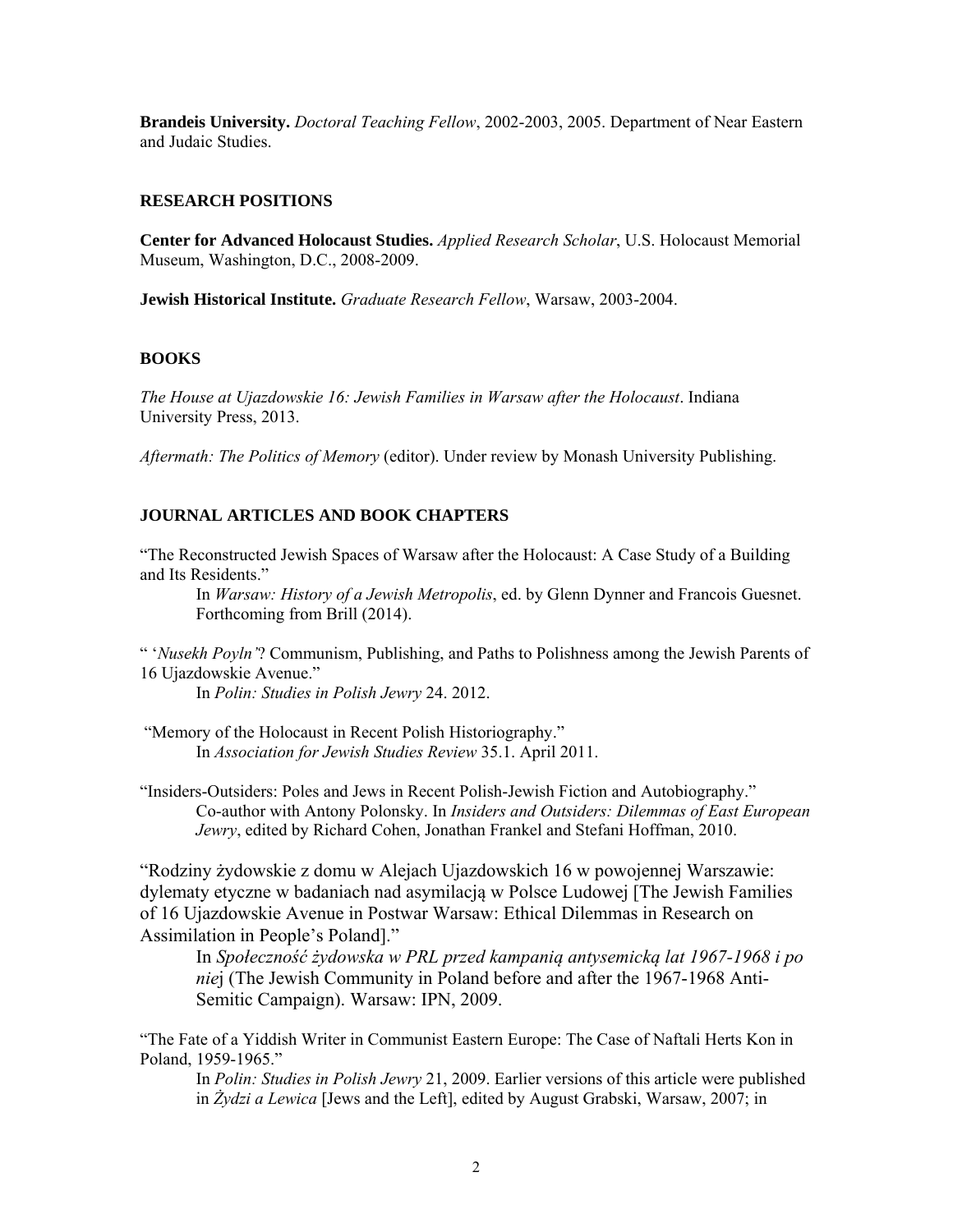**Brandeis University.** *Doctoral Teaching Fellow*, 2002-2003, 2005. Department of Near Eastern and Judaic Studies.

## RESEARCH POSITIONS

**Center for Advanced Holocaust Studies.** *Applied Research Scholar*, U.S. Holocaust Memorial Museum, Washington, D.C., 2008-2009.

**Jewish Historical Institute.** *Graduate Research Fellow*, Warsaw, 2003-2004.

## BOOKS

*The House at Ujazdowskie 16: Jewish Families in Warsaw after the Holocaust*. Indiana University Press, 2013.

*Aftermath: The Politics of Memory* (editor). Under review by Monash University Publishing.

## JOURNAL ARTICLES AND BOOK CHAPTERS

"The Reconstructed Jewish Spaces of Warsaw after the Holocaust: A Case Study of a Building and Its Residents."
In *Warsaw: History of a Jewish Metropolis*, ed. by Glenn Dynner and Francois Guesnet. Forthcoming from Brill (2014).

" '*Nusekh Poyln'*? Communism, Publishing, and Paths to Polishness among the Jewish Parents of 16 Ujazdowskie Avenue."
In *Polin: Studies in Polish Jewry* 24. 2012.

"Memory of the Holocaust in Recent Polish Historiography."
In *Association for Jewish Studies Review* 35.1. April 2011.

"Insiders-Outsiders: Poles and Jews in Recent Polish-Jewish Fiction and Autobiography."
Co-author with Antony Polonsky. In *Insiders and Outsiders: Dilemmas of East European Jewry*, edited by Richard Cohen, Jonathan Frankel and Stefani Hoffman, 2010.

"Rodziny żydowskie z domu w Alejach Ujazdowskich 16 w powojennej Warszawie: dylematy etyczne w badaniach nad asymilacją w Polsce Ludowej [The Jewish Families of 16 Ujazdowskie Avenue in Postwar Warsaw: Ethical Dilemmas in Research on Assimilation in People's Poland]."
In *Społeczność żydowska w PRL przed kampanią antysemicką lat 1967-1968 i po niej* (The Jewish Community in Poland before and after the 1967-1968 Anti-Semitic Campaign). Warsaw: IPN, 2009.

"The Fate of a Yiddish Writer in Communist Eastern Europe: The Case of Naftali Herts Kon in Poland, 1959-1965."
In *Polin: Studies in Polish Jewry* 21, 2009. Earlier versions of this article were published in *Żydzi a Lewica* [Jews and the Left], edited by August Grabski, Warsaw, 2007; in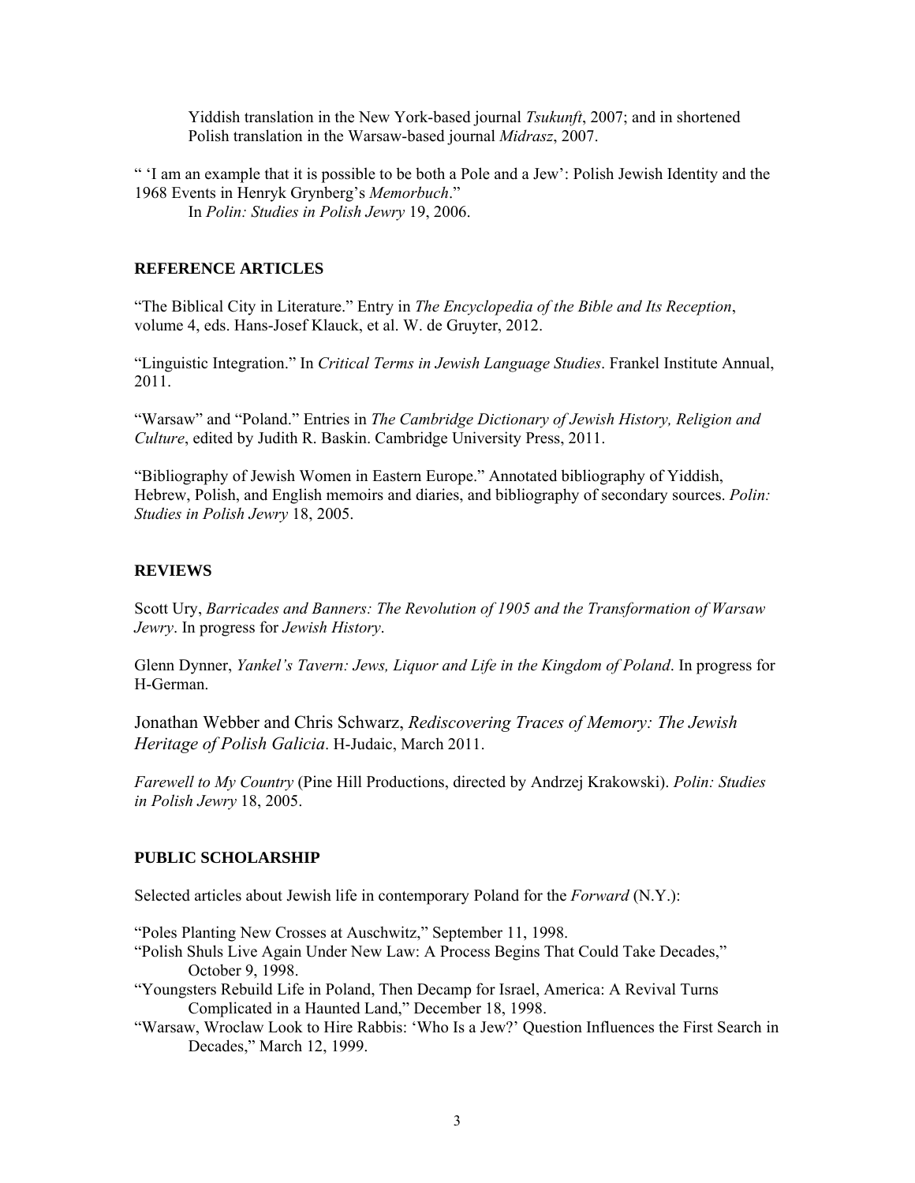Yiddish translation in the New York-based journal *Tsukunft*, 2007; and in shortened Polish translation in the Warsaw-based journal *Midrasz*, 2007.

" 'I am an example that it is possible to be both a Pole and a Jew': Polish Jewish Identity and the 1968 Events in Henryk Grynberg's *Memorbuch*."
In *Polin: Studies in Polish Jewry* 19, 2006.

## REFERENCE ARTICLES

"The Biblical City in Literature." Entry in *The Encyclopedia of the Bible and Its Reception*, volume 4, eds. Hans-Josef Klauck, et al. W. de Gruyter, 2012.

"Linguistic Integration." In *Critical Terms in Jewish Language Studies*. Frankel Institute Annual, 2011.

"Warsaw" and "Poland." Entries in *The Cambridge Dictionary of Jewish History, Religion and Culture*, edited by Judith R. Baskin. Cambridge University Press, 2011.

"Bibliography of Jewish Women in Eastern Europe." Annotated bibliography of Yiddish, Hebrew, Polish, and English memoirs and diaries, and bibliography of secondary sources. *Polin: Studies in Polish Jewry* 18, 2005.

## REVIEWS

Scott Ury, *Barricades and Banners: The Revolution of 1905 and the Transformation of Warsaw Jewry*. In progress for *Jewish History*.

Glenn Dynner, *Yankel's Tavern: Jews, Liquor and Life in the Kingdom of Poland*. In progress for H-German.

Jonathan Webber and Chris Schwarz, *Rediscovering Traces of Memory: The Jewish Heritage of Polish Galicia*. H-Judaic, March 2011.

*Farewell to My Country* (Pine Hill Productions, directed by Andrzej Krakowski). *Polin: Studies in Polish Jewry* 18, 2005.

## PUBLIC SCHOLARSHIP

Selected articles about Jewish life in contemporary Poland for the *Forward* (N.Y.):

"Poles Planting New Crosses at Auschwitz," September 11, 1998.
"Polish Shuls Live Again Under New Law: A Process Begins That Could Take Decades," October 9, 1998.
"Youngsters Rebuild Life in Poland, Then Decamp for Israel, America: A Revival Turns Complicated in a Haunted Land," December 18, 1998.
"Warsaw, Wroclaw Look to Hire Rabbis: 'Who Is a Jew?' Question Influences the First Search in Decades," March 12, 1999.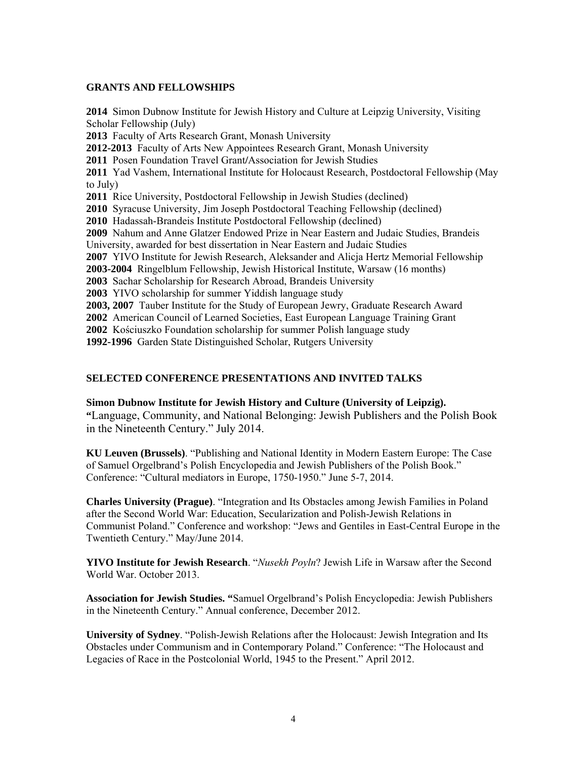## GRANTS AND FELLOWSHIPS

**2014** Simon Dubnow Institute for Jewish History and Culture at Leipzig University, Visiting Scholar Fellowship (July)
**2013** Faculty of Arts Research Grant, Monash University
**2012-2013** Faculty of Arts New Appointees Research Grant, Monash University
**2011** Posen Foundation Travel Grant/Association for Jewish Studies
**2011** Yad Vashem, International Institute for Holocaust Research, Postdoctoral Fellowship (May to July)
**2011** Rice University, Postdoctoral Fellowship in Jewish Studies (declined)
**2010** Syracuse University, Jim Joseph Postdoctoral Teaching Fellowship (declined)
**2010** Hadassah-Brandeis Institute Postdoctoral Fellowship (declined)
**2009** Nahum and Anne Glatzer Endowed Prize in Near Eastern and Judaic Studies, Brandeis University, awarded for best dissertation in Near Eastern and Judaic Studies
**2007** YIVO Institute for Jewish Research, Aleksander and Alicja Hertz Memorial Fellowship
**2003-2004** Ringelblum Fellowship, Jewish Historical Institute, Warsaw (16 months)
**2003** Sachar Scholarship for Research Abroad, Brandeis University
**2003** YIVO scholarship for summer Yiddish language study
**2003, 2007** Tauber Institute for the Study of European Jewry, Graduate Research Award
**2002** American Council of Learned Societies, East European Language Training Grant
**2002** Kościuszko Foundation scholarship for summer Polish language study
**1992-1996** Garden State Distinguished Scholar, Rutgers University

## SELECTED CONFERENCE PRESENTATIONS AND INVITED TALKS

**Simon Dubnow Institute for Jewish History and Culture (University of Leipzig).** "Language, Community, and National Belonging: Jewish Publishers and the Polish Book in the Nineteenth Century." July 2014.

**KU Leuven (Brussels)**. "Publishing and National Identity in Modern Eastern Europe: The Case of Samuel Orgelbrand's Polish Encyclopedia and Jewish Publishers of the Polish Book." Conference: "Cultural mediators in Europe, 1750-1950." June 5-7, 2014.

**Charles University (Prague)**. "Integration and Its Obstacles among Jewish Families in Poland after the Second World War: Education, Secularization and Polish-Jewish Relations in Communist Poland." Conference and workshop: "Jews and Gentiles in East-Central Europe in the Twentieth Century." May/June 2014.

**YIVO Institute for Jewish Research**. "*Nusekh Poyln*? Jewish Life in Warsaw after the Second World War. October 2013.

**Association for Jewish Studies. "**Samuel Orgelbrand's Polish Encyclopedia: Jewish Publishers in the Nineteenth Century." Annual conference, December 2012.

**University of Sydney**. "Polish-Jewish Relations after the Holocaust: Jewish Integration and Its Obstacles under Communism and in Contemporary Poland." Conference: "The Holocaust and Legacies of Race in the Postcolonial World, 1945 to the Present." April 2012.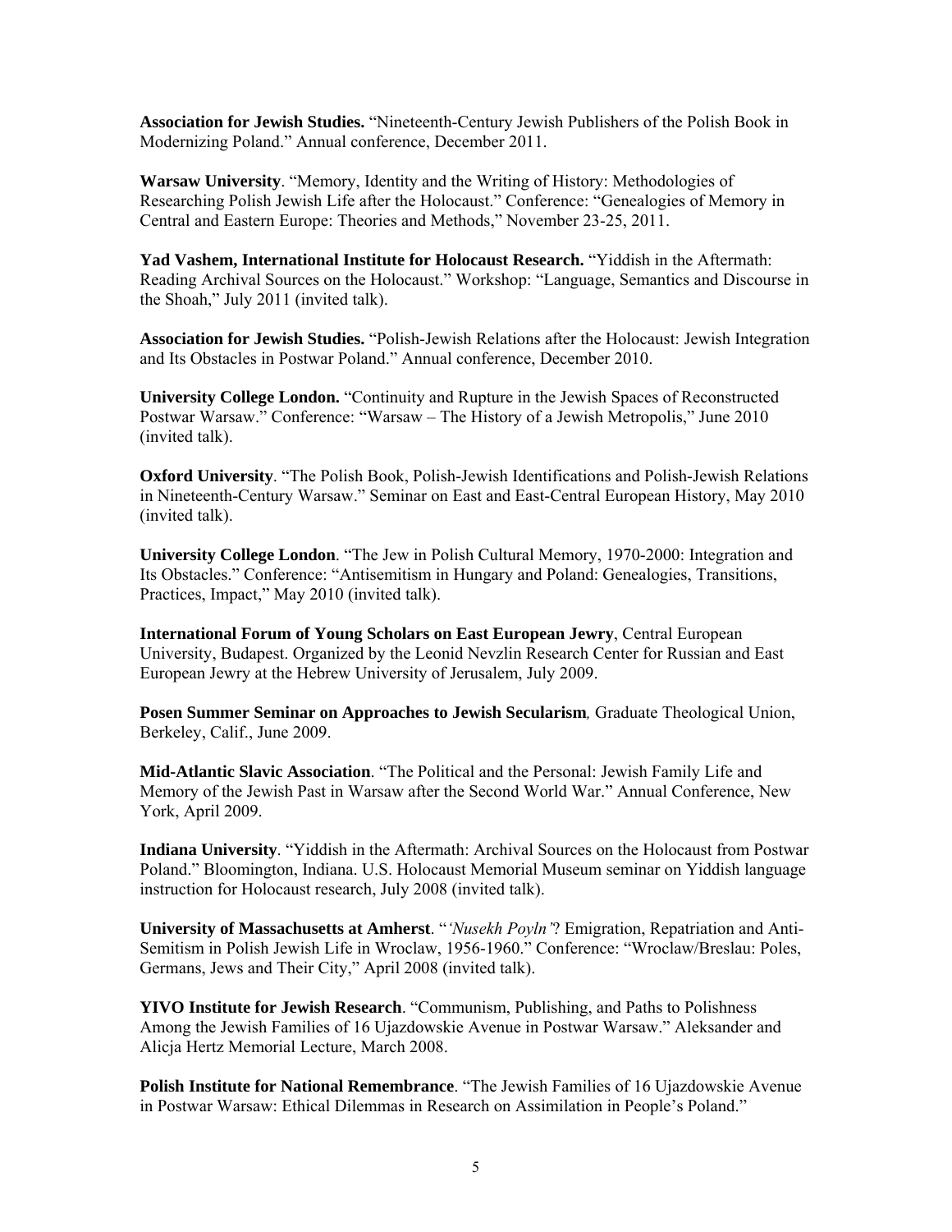**Association for Jewish Studies.** "Nineteenth-Century Jewish Publishers of the Polish Book in Modernizing Poland." Annual conference, December 2011.

**Warsaw University**. "Memory, Identity and the Writing of History: Methodologies of Researching Polish Jewish Life after the Holocaust." Conference: "Genealogies of Memory in Central and Eastern Europe: Theories and Methods," November 23-25, 2011.

**Yad Vashem, International Institute for Holocaust Research.** "Yiddish in the Aftermath: Reading Archival Sources on the Holocaust." Workshop: "Language, Semantics and Discourse in the Shoah," July 2011 (invited talk).

**Association for Jewish Studies.** "Polish-Jewish Relations after the Holocaust: Jewish Integration and Its Obstacles in Postwar Poland." Annual conference, December 2010.

**University College London.** "Continuity and Rupture in the Jewish Spaces of Reconstructed Postwar Warsaw." Conference: "Warsaw – The History of a Jewish Metropolis," June 2010 (invited talk).

**Oxford University**. "The Polish Book, Polish-Jewish Identifications and Polish-Jewish Relations in Nineteenth-Century Warsaw." Seminar on East and East-Central European History, May 2010 (invited talk).

**University College London**. "The Jew in Polish Cultural Memory, 1970-2000: Integration and Its Obstacles." Conference: "Antisemitism in Hungary and Poland: Genealogies, Transitions, Practices, Impact," May 2010 (invited talk).

**International Forum of Young Scholars on East European Jewry**, Central European University, Budapest. Organized by the Leonid Nevzlin Research Center for Russian and East European Jewry at the Hebrew University of Jerusalem, July 2009.

**Posen Summer Seminar on Approaches to Jewish Secularism***,* Graduate Theological Union, Berkeley, Calif., June 2009.

**Mid-Atlantic Slavic Association**. "The Political and the Personal: Jewish Family Life and Memory of the Jewish Past in Warsaw after the Second World War." Annual Conference, New York, April 2009.

**Indiana University**. "Yiddish in the Aftermath: Archival Sources on the Holocaust from Postwar Poland." Bloomington, Indiana. U.S. Holocaust Memorial Museum seminar on Yiddish language instruction for Holocaust research, July 2008 (invited talk).

**University of Massachusetts at Amherst**. "*'Nusekh Poyln'*? Emigration, Repatriation and Anti-Semitism in Polish Jewish Life in Wroclaw, 1956-1960." Conference: "Wroclaw/Breslau: Poles, Germans, Jews and Their City," April 2008 (invited talk).

**YIVO Institute for Jewish Research**. "Communism, Publishing, and Paths to Polishness Among the Jewish Families of 16 Ujazdowskie Avenue in Postwar Warsaw." Aleksander and Alicja Hertz Memorial Lecture, March 2008.

**Polish Institute for National Remembrance**. "The Jewish Families of 16 Ujazdowskie Avenue in Postwar Warsaw: Ethical Dilemmas in Research on Assimilation in People's Poland."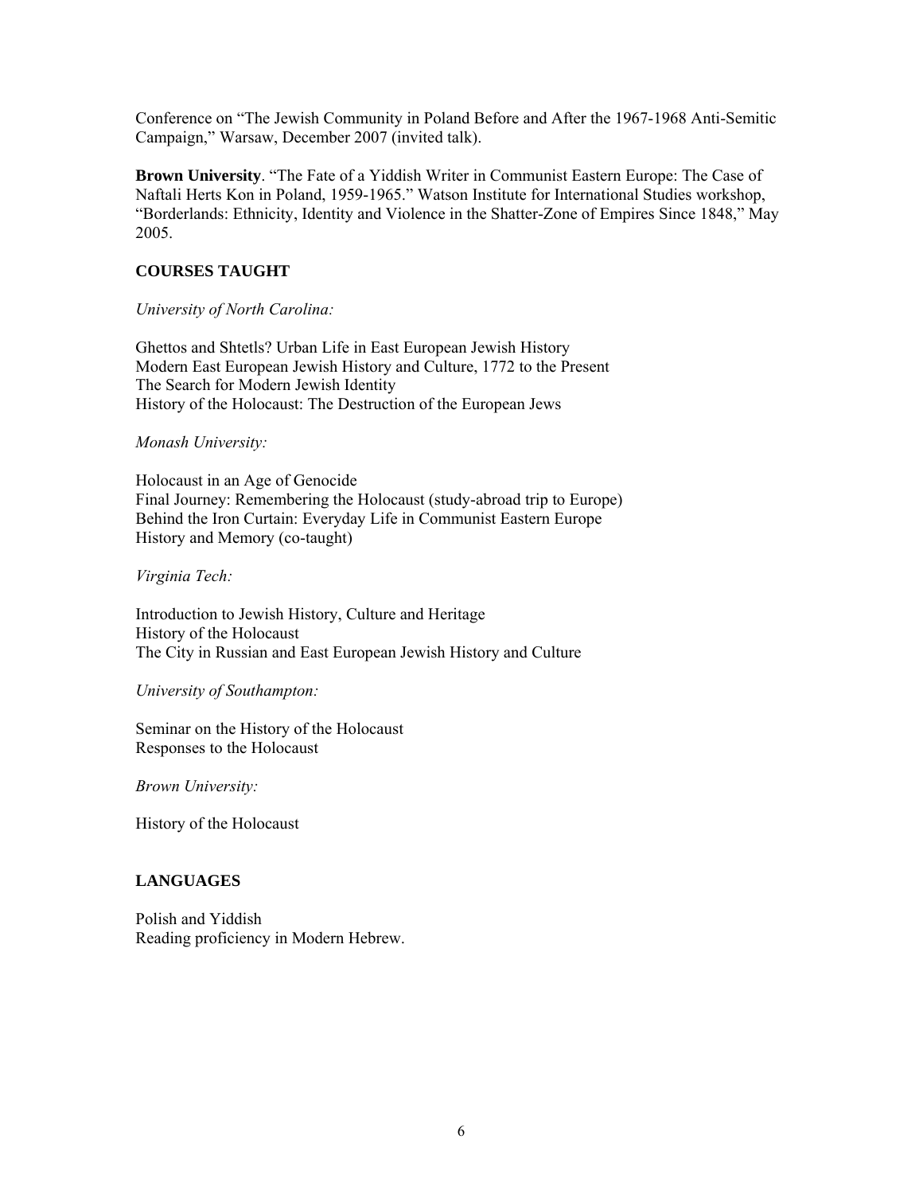Conference on “The Jewish Community in Poland Before and After the 1967-1968 Anti-Semitic Campaign,” Warsaw, December 2007 (invited talk).

**Brown University**. “The Fate of a Yiddish Writer in Communist Eastern Europe: The Case of Naftali Herts Kon in Poland, 1959-1965.” Watson Institute for International Studies workshop, “Borderlands: Ethnicity, Identity and Violence in the Shatter-Zone of Empires Since 1848,” May 2005.

## COURSES TAUGHT

*University of North Carolina:*

Ghettos and Shtetls? Urban Life in East European Jewish History
Modern East European Jewish History and Culture, 1772 to the Present
The Search for Modern Jewish Identity
History of the Holocaust: The Destruction of the European Jews

*Monash University:*

Holocaust in an Age of Genocide
Final Journey: Remembering the Holocaust (study-abroad trip to Europe)
Behind the Iron Curtain: Everyday Life in Communist Eastern Europe
History and Memory (co-taught)

*Virginia Tech:*

Introduction to Jewish History, Culture and Heritage
History of the Holocaust
The City in Russian and East European Jewish History and Culture

*University of Southampton:*

Seminar on the History of the Holocaust
Responses to the Holocaust

*Brown University:*

History of the Holocaust

## LANGUAGES

Polish and Yiddish
Reading proficiency in Modern Hebrew.